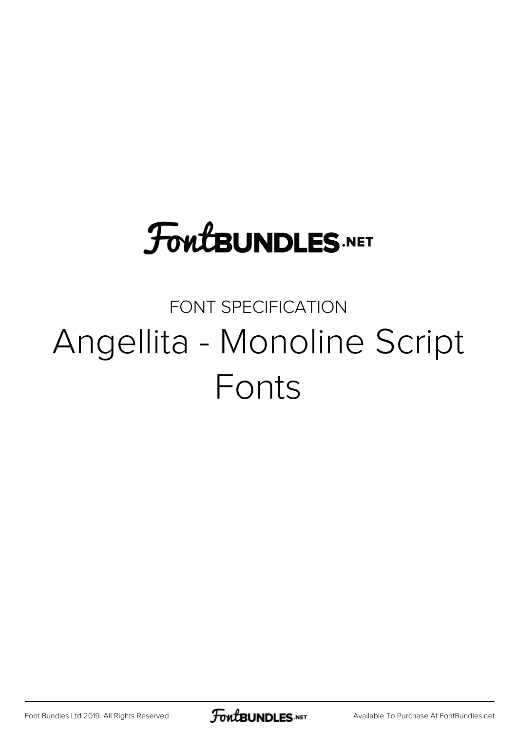FontBUNDLES.NET

FONT SPECIFICATION

# Angellita - Monoline Script Fonts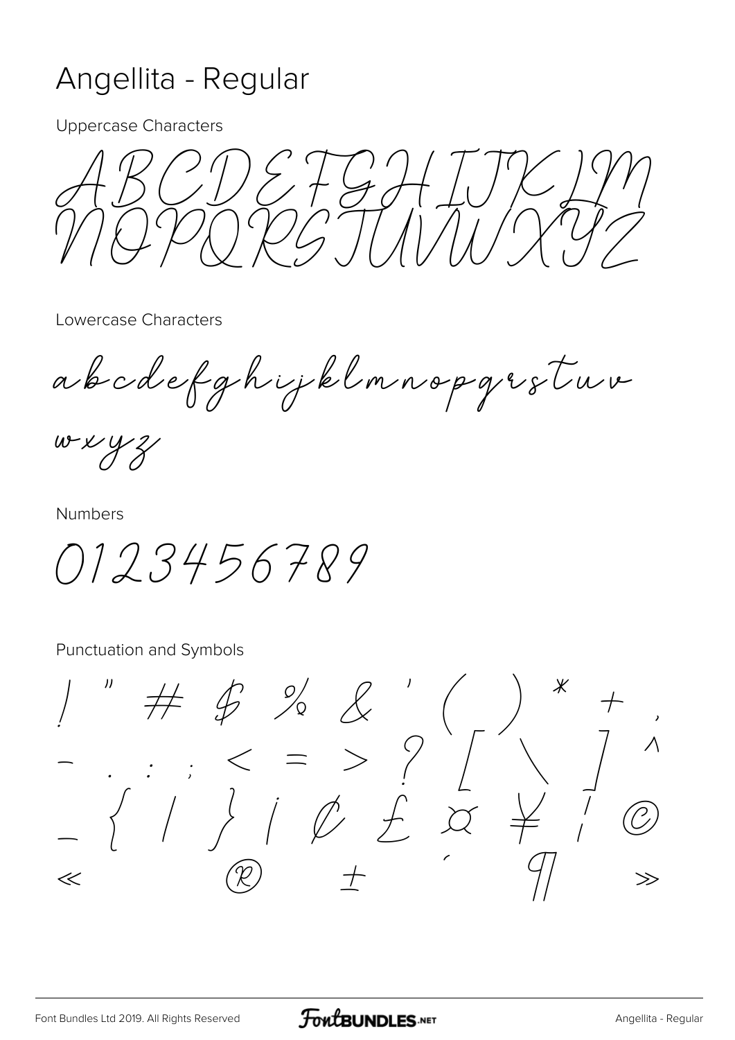# Angellita - Regular

Uppercase Characters

ABCDEFGHIJKLM
NOPQRSTUVWXYZ

Lowercase Characters

abcdefghijklmnopqrstuv
wxyz

Numbers

0123456789

Punctuation and Symbols

! " # $ % & ' ( ) * + ,
- . : ; < = > ? [ \ ] ^
_ { | } ¡ ¢ £ ¤ ¥ ¦ ©
« ® ± ´ ¶ »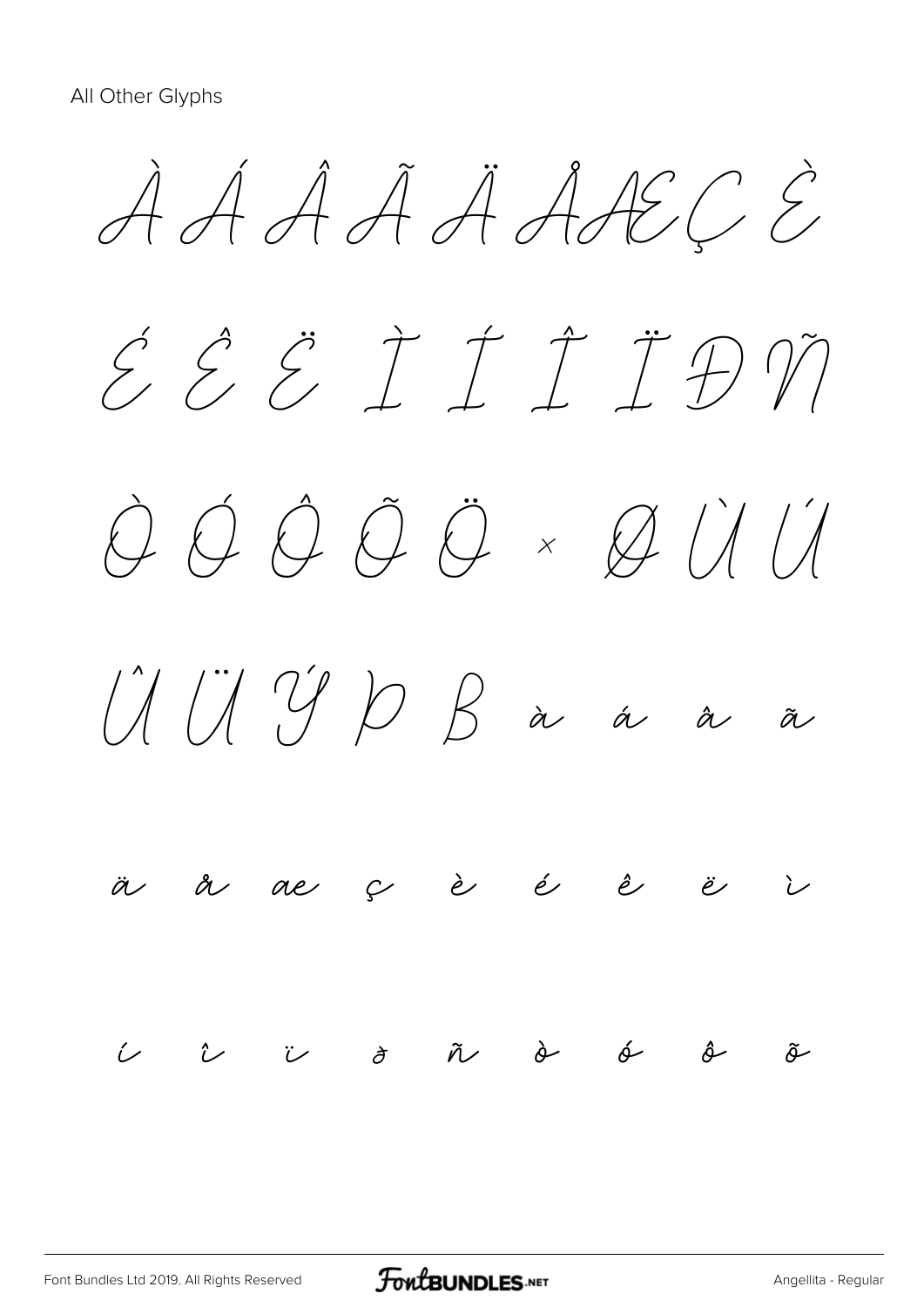All Other Glyphs

À Á Â Ã Ä Å Æ Ç È

É Ê Ë Ì Í Î Ï Ð Ñ

Ò Ó Ô Õ Ö × Ø Ù Ú

Û Ü Ý Þ ß à á â ã

ä å æ ç è é ê ë ì

í î ï ð ñ ò ó ô õ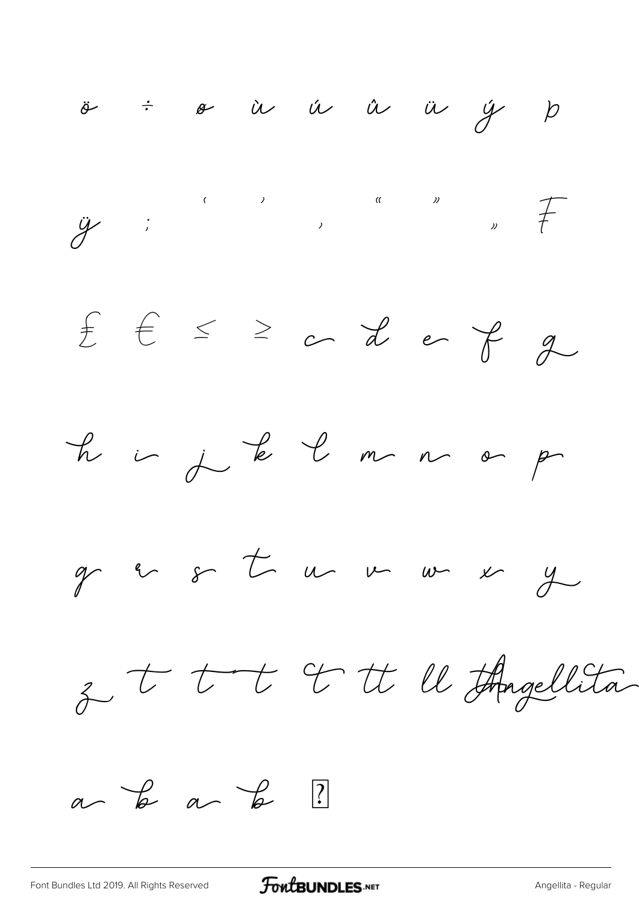ö ÷ ø ù ú û ü ý þ

ÿ ; ' ' , " " „ ₣

£ € ≤ ≥ c d e f g

h i j k l m n o p

q r s t u v w x y

z t t t t tt ll Angellita

a b a b ?